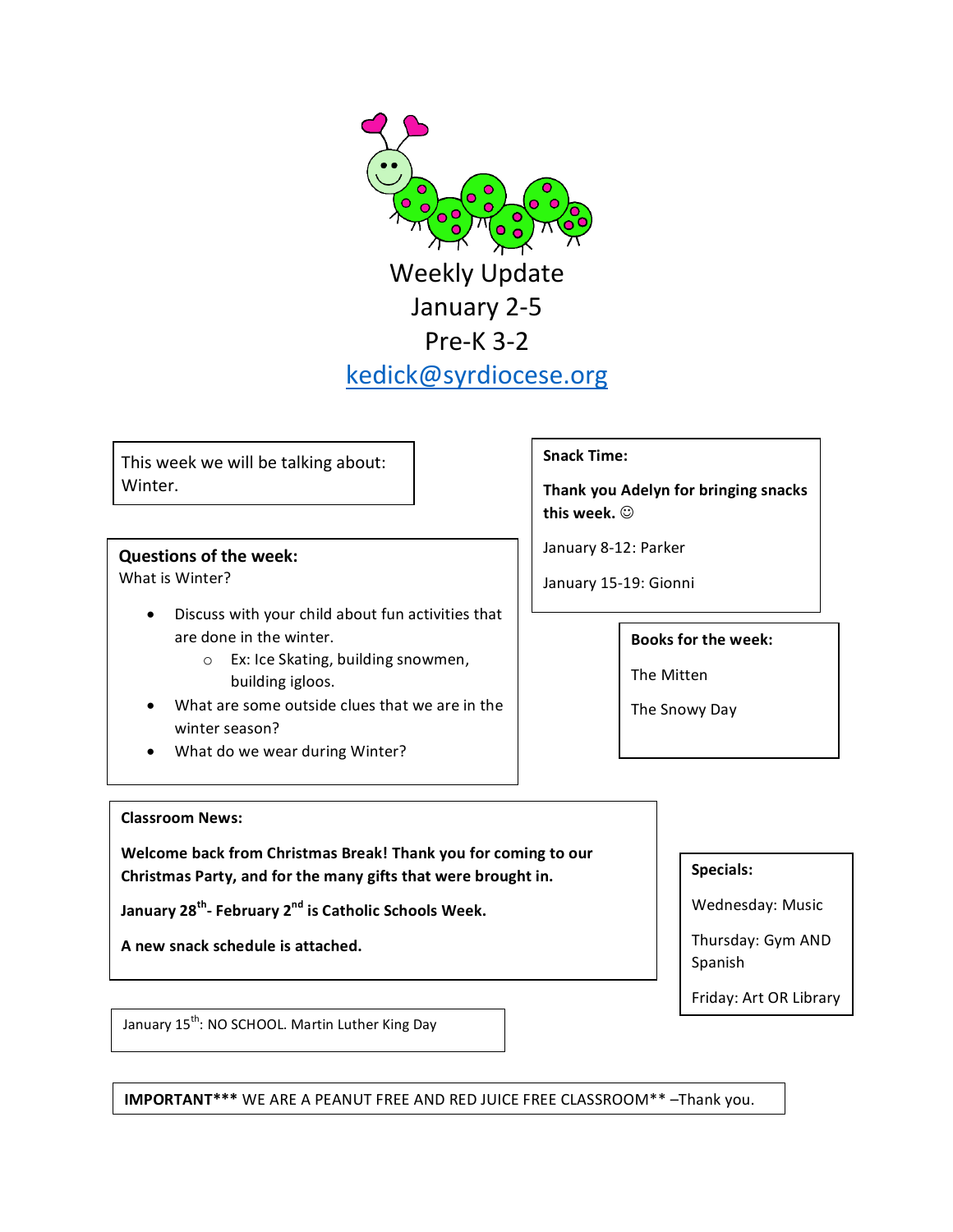# Weekly Update

## January 2-5

## Pre-K 3-2

[kedick@syrdiocese.org](mailto:kedick@syrdiocese.org)

This week we will be talking about: Winter.

**Questions of the week:**
What is Winter?

- Discuss with your child about fun activities that are done in the winter.
  - Ex: Ice Skating, building snowmen, building igloos.
- What are some outside clues that we are in the winter season?
- What do we wear during Winter?

**Snack Time:**

**Thank you Adelyn for bringing snacks this week. ☺**

January 8-12: Parker

January 15-19: Gionni

**Books for the week:**

The Mitten

The Snowy Day

**Classroom News:**

**Welcome back from Christmas Break! Thank you for coming to our Christmas Party, and for the many gifts that were brought in.**

**January 28th- February 2nd is Catholic Schools Week.**

**A new snack schedule is attached.**

**Specials:**

Wednesday: Music

Thursday: Gym AND Spanish

Friday: Art OR Library

January 15th: NO SCHOOL. Martin Luther King Day

**IMPORTANT*** WE ARE A PEANUT FREE AND RED JUICE FREE CLASSROOM** –Thank you.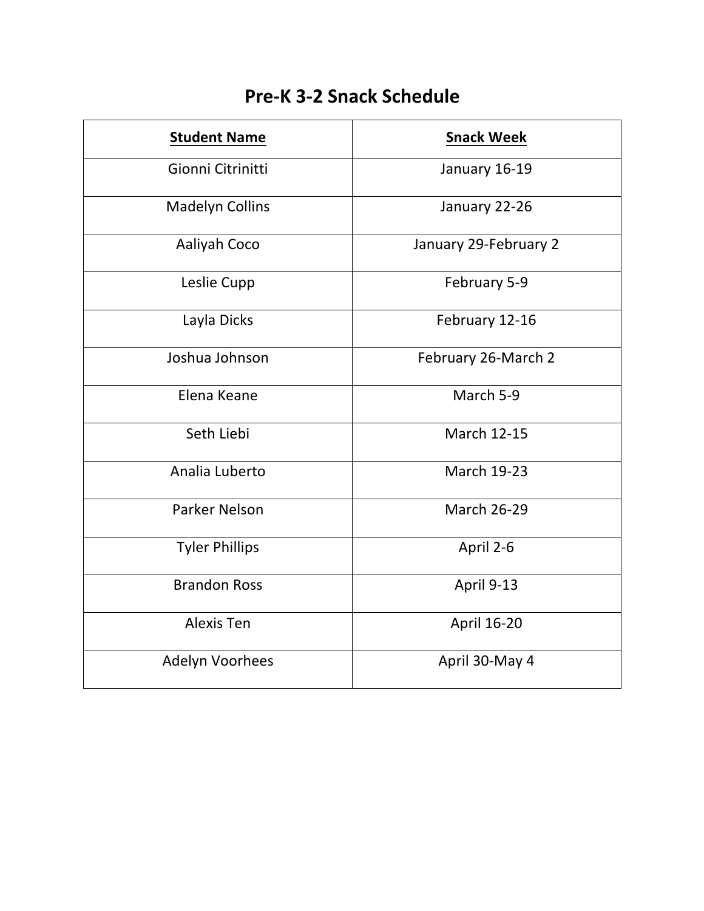# Pre-K 3-2 Snack Schedule

| **Student Name** | **Snack Week** |
| --- | --- |
| Gionni Citrinitti | January 16-19 |
| Madelyn Collins | January 22-26 |
| Aaliyah Coco | January 29-February 2 |
| Leslie Cupp | February 5-9 |
| Layla Dicks | February 12-16 |
| Joshua Johnson | February 26-March 2 |
| Elena Keane | March 5-9 |
| Seth Liebi | March 12-15 |
| Analia Luberto | March 19-23 |
| Parker Nelson | March 26-29 |
| Tyler Phillips | April 2-6 |
| Brandon Ross | April 9-13 |
| Alexis Ten | April 16-20 |
| Adelyn Voorhees | April 30-May 4 |